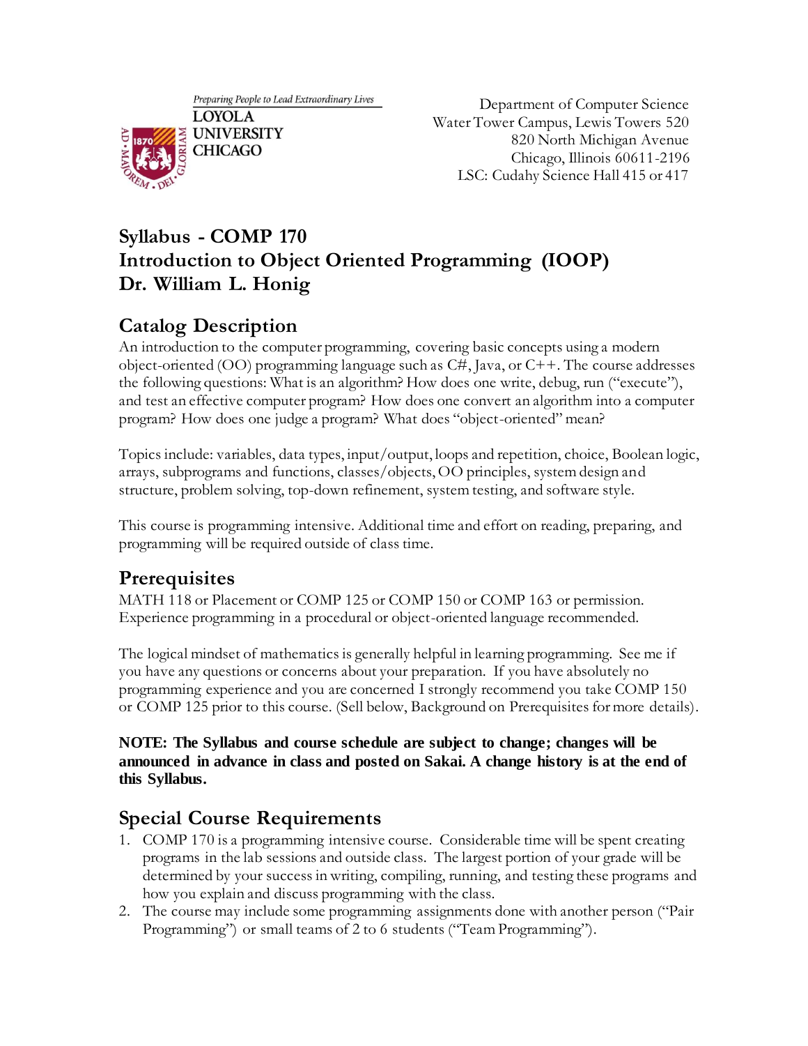Preparing People to Lead Extraordinary Lives

LOYOLA UNIVERSITY CHICAGO

Department of Computer Science
Water Tower Campus, Lewis Towers 520
820 North Michigan Avenue
Chicago, Illinois 60611-2196
LSC: Cudahy Science Hall 415 or 417

# Syllabus - COMP 170
# Introduction to Object Oriented Programming (IOOP)
# Dr. William L. Honig

## Catalog Description

An introduction to the computer programming, covering basic concepts using a modern object-oriented (OO) programming language such as C#, Java, or C++. The course addresses the following questions: What is an algorithm? How does one write, debug, run ("execute"), and test an effective computer program? How does one convert an algorithm into a computer program? How does one judge a program? What does "object-oriented" mean?

Topics include: variables, data types, input/output, loops and repetition, choice, Boolean logic, arrays, subprograms and functions, classes/objects, OO principles, system design and structure, problem solving, top-down refinement, system testing, and software style.

This course is programming intensive. Additional time and effort on reading, preparing, and programming will be required outside of class time.

## Prerequisites

MATH 118 or Placement or COMP 125 or COMP 150 or COMP 163 or permission. Experience programming in a procedural or object-oriented language recommended.

The logical mindset of mathematics is generally helpful in learning programming. See me if you have any questions or concerns about your preparation. If you have absolutely no programming experience and you are concerned I strongly recommend you take COMP 150 or COMP 125 prior to this course. (Sell below, Background on Prerequisites for more details).

**NOTE: The Syllabus and course schedule are subject to change; changes will be announced in advance in class and posted on Sakai. A change history is at the end of this Syllabus.**

## Special Course Requirements

1. COMP 170 is a programming intensive course. Considerable time will be spent creating programs in the lab sessions and outside class. The largest portion of your grade will be determined by your success in writing, compiling, running, and testing these programs and how you explain and discuss programming with the class.
2. The course may include some programming assignments done with another person ("Pair Programming") or small teams of 2 to 6 students ("Team Programming").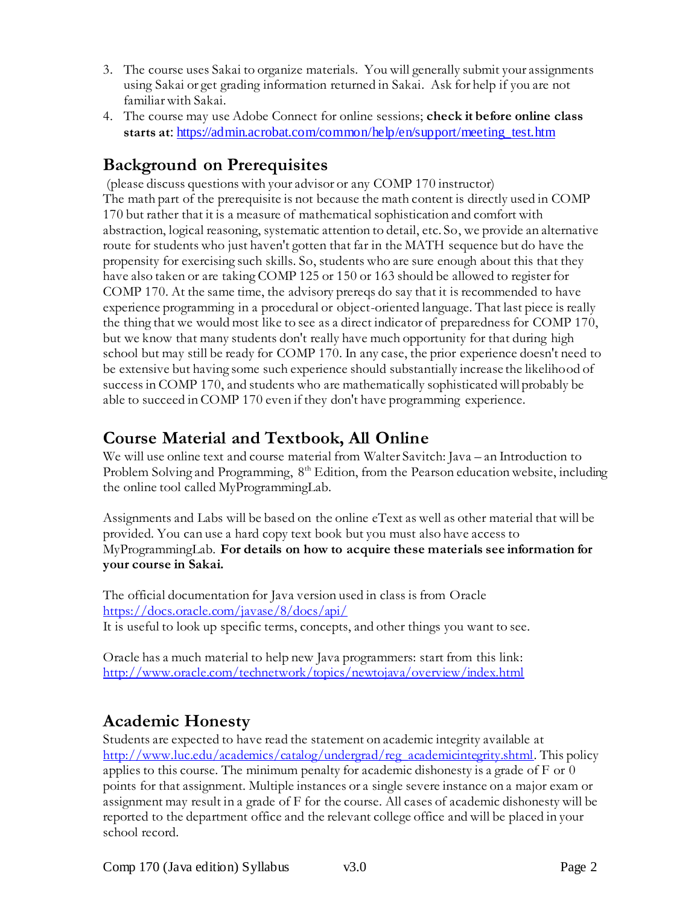3. The course uses Sakai to organize materials. You will generally submit your assignments using Sakai or get grading information returned in Sakai. Ask for help if you are not familiar with Sakai.
4. The course may use Adobe Connect for online sessions; **check it before online class starts at**: https://admin.acrobat.com/common/help/en/support/meeting_test.htm

## Background on Prerequisites

(please discuss questions with your advisor or any COMP 170 instructor)
The math part of the prerequisite is not because the math content is directly used in COMP 170 but rather that it is a measure of mathematical sophistication and comfort with abstraction, logical reasoning, systematic attention to detail, etc. So, we provide an alternative route for students who just haven't gotten that far in the MATH sequence but do have the propensity for exercising such skills. So, students who are sure enough about this that they have also taken or are taking COMP 125 or 150 or 163 should be allowed to register for COMP 170. At the same time, the advisory prereqs do say that it is recommended to have experience programming in a procedural or object-oriented language. That last piece is really the thing that we would most like to see as a direct indicator of preparedness for COMP 170, but we know that many students don't really have much opportunity for that during high school but may still be ready for COMP 170. In any case, the prior experience doesn't need to be extensive but having some such experience should substantially increase the likelihood of success in COMP 170, and students who are mathematically sophisticated will probably be able to succeed in COMP 170 even if they don't have programming experience.

## Course Material and Textbook, All Online

We will use online text and course material from Walter Savitch: Java – an Introduction to Problem Solving and Programming, 8th Edition, from the Pearson education website, including the online tool called MyProgrammingLab.

Assignments and Labs will be based on the online eText as well as other material that will be provided. You can use a hard copy text book but you must also have access to MyProgrammingLab. **For details on how to acquire these materials see information for your course in Sakai.**

The official documentation for Java version used in class is from Oracle
https://docs.oracle.com/javase/8/docs/api/
It is useful to look up specific terms, concepts, and other things you want to see.

Oracle has a much material to help new Java programmers: start from this link:
http://www.oracle.com/technetwork/topics/newtojava/overview/index.html

## Academic Honesty

Students are expected to have read the statement on academic integrity available at http://www.luc.edu/academics/catalog/undergrad/reg_academicintegrity.shtml. This policy applies to this course. The minimum penalty for academic dishonesty is a grade of F or 0 points for that assignment. Multiple instances or a single severe instance on a major exam or assignment may result in a grade of F for the course. All cases of academic dishonesty will be reported to the department office and the relevant college office and will be placed in your school record.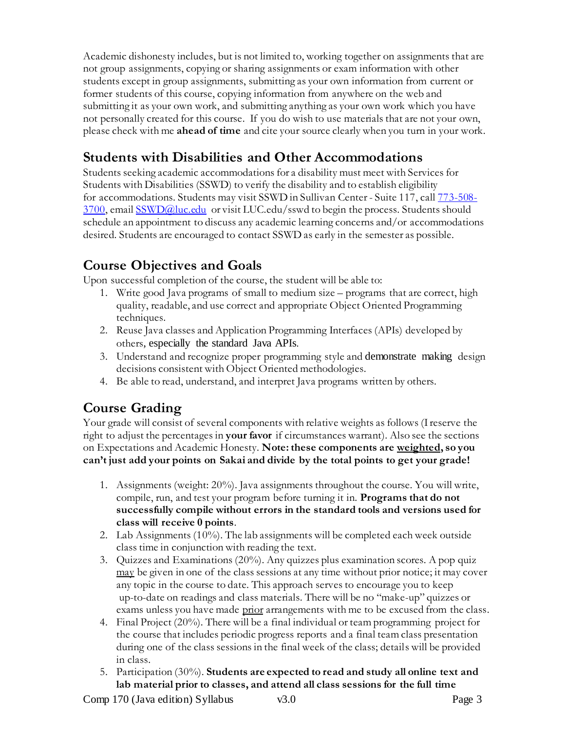Academic dishonesty includes, but is not limited to, working together on assignments that are not group assignments, copying or sharing assignments or exam information with other students except in group assignments, submitting as your own information from current or former students of this course, copying information from anywhere on the web and submitting it as your own work, and submitting anything as your own work which you have not personally created for this course. If you do wish to use materials that are not your own, please check with me **ahead of time** and cite your source clearly when you turn in your work.

## Students with Disabilities and Other Accommodations

Students seeking academic accommodations for a disability must meet with Services for Students with Disabilities (SSWD) to verify the disability and to establish eligibility for accommodations. Students may visit SSWD in Sullivan Center - Suite 117, call 773-508-3700, email SSWD@luc.edu or visit LUC.edu/sswd to begin the process. Students should schedule an appointment to discuss any academic learning concerns and/or accommodations desired. Students are encouraged to contact SSWD as early in the semester as possible.

## Course Objectives and Goals

Upon successful completion of the course, the student will be able to:

1. Write good Java programs of small to medium size – programs that are correct, high quality, readable, and use correct and appropriate Object Oriented Programming techniques.
2. Reuse Java classes and Application Programming Interfaces (APIs) developed by others, especially the standard Java APIs.
3. Understand and recognize proper programming style and demonstrate making design decisions consistent with Object Oriented methodologies.
4. Be able to read, understand, and interpret Java programs written by others.

## Course Grading

Your grade will consist of several components with relative weights as follows (I reserve the right to adjust the percentages in **your favor** if circumstances warrant). Also see the sections on Expectations and Academic Honesty. **Note: these components are <u>weighted</u>, so you can't just add your points on Sakai and divide by the total points to get your grade!**

1. Assignments (weight: 20%). Java assignments throughout the course. You will write, compile, run, and test your program before turning it in. **Programs that do not successfully compile without errors in the standard tools and versions used for class will receive 0 points**.
2. Lab Assignments (10%). The lab assignments will be completed each week outside class time in conjunction with reading the text.
3. Quizzes and Examinations (20%). Any quizzes plus examination scores. A pop quiz <u>may</u> be given in one of the class sessions at any time without prior notice; it may cover any topic in the course to date. This approach serves to encourage you to keep up-to-date on readings and class materials. There will be no "make-up" quizzes or exams unless you have made <u>prior</u> arrangements with me to be excused from the class.
4. Final Project (20%). There will be a final individual or team programming project for the course that includes periodic progress reports and a final team class presentation during one of the class sessions in the final week of the class; details will be provided in class.
5. Participation (30%). **Students are expected to read and study all online text and lab material prior to classes, and attend all class sessions for the full time**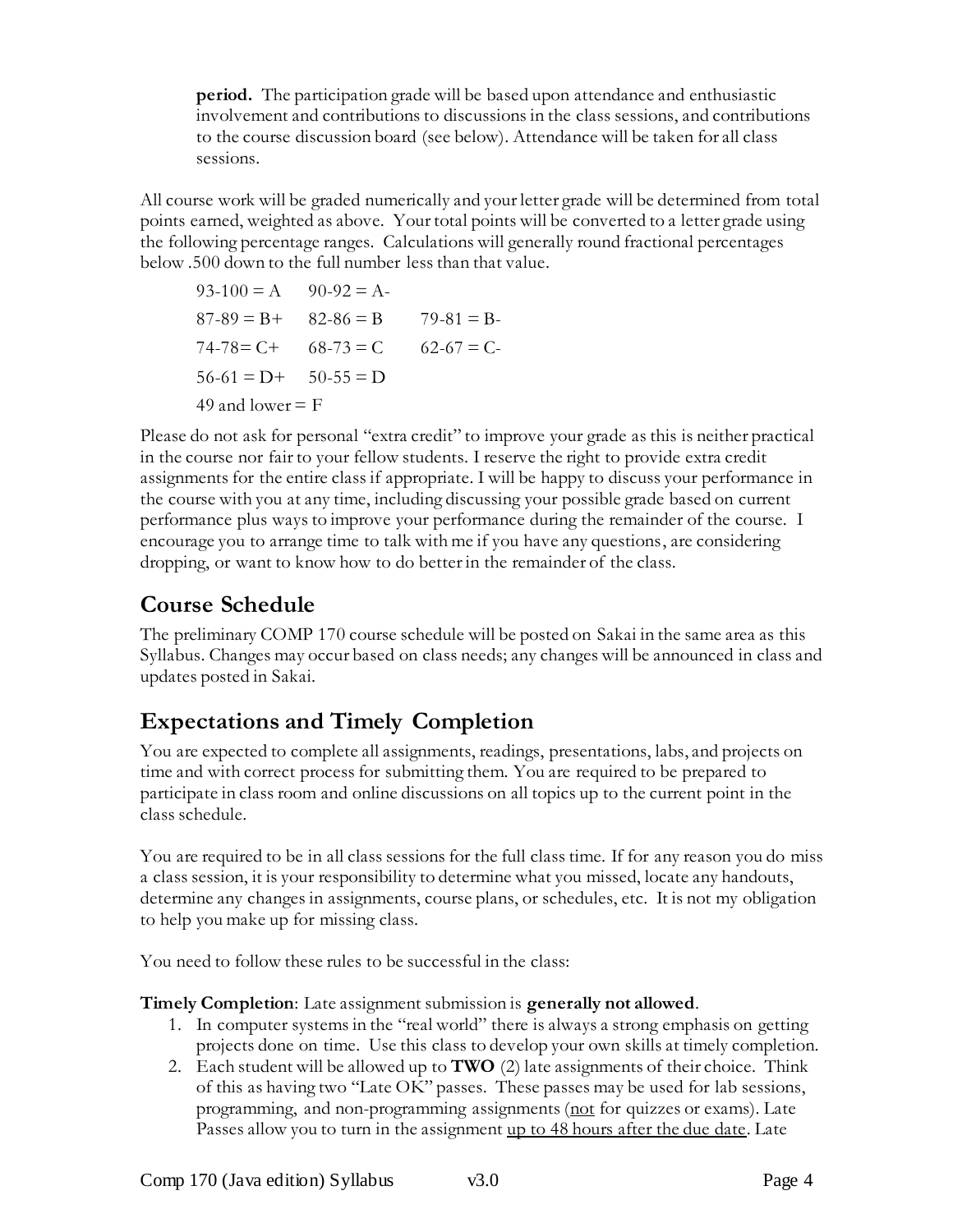**period.** The participation grade will be based upon attendance and enthusiastic involvement and contributions to discussions in the class sessions, and contributions to the course discussion board (see below). Attendance will be taken for all class sessions.

All course work will be graded numerically and your letter grade will be determined from total points earned, weighted as above. Your total points will be converted to a letter grade using the following percentage ranges. Calculations will generally round fractional percentages below .500 down to the full number less than that value.

| | | |
|---|---|---|
| 93-100 = A | 90-92 = A- | |
| 87-89 = B+ | 82-86 = B | 79-81 = B- |
| 74-78= C+ | 68-73 = C | 62-67 = C- |
| 56-61 = D+ | 50-55 = D | |
| 49 and lower = F | | |

Please do not ask for personal "extra credit" to improve your grade as this is neither practical in the course nor fair to your fellow students. I reserve the right to provide extra credit assignments for the entire class if appropriate. I will be happy to discuss your performance in the course with you at any time, including discussing your possible grade based on current performance plus ways to improve your performance during the remainder of the course. I encourage you to arrange time to talk with me if you have any questions, are considering dropping, or want to know how to do better in the remainder of the class.

## Course Schedule

The preliminary COMP 170 course schedule will be posted on Sakai in the same area as this Syllabus. Changes may occur based on class needs; any changes will be announced in class and updates posted in Sakai.

## Expectations and Timely Completion

You are expected to complete all assignments, readings, presentations, labs, and projects on time and with correct process for submitting them. You are required to be prepared to participate in class room and online discussions on all topics up to the current point in the class schedule.

You are required to be in all class sessions for the full class time. If for any reason you do miss a class session, it is your responsibility to determine what you missed, locate any handouts, determine any changes in assignments, course plans, or schedules, etc. It is not my obligation to help you make up for missing class.

You need to follow these rules to be successful in the class:

**Timely Completion**: Late assignment submission is **generally not allowed**.

1. In computer systems in the "real world" there is always a strong emphasis on getting projects done on time. Use this class to develop your own skills at timely completion.
2. Each student will be allowed up to **TWO** (2) late assignments of their choice. Think of this as having two "Late OK" passes. These passes may be used for lab sessions, programming, and non-programming assignments (<u>not</u> for quizzes or exams). Late Passes allow you to turn in the assignment <u>up to 48 hours after the due date</u>. Late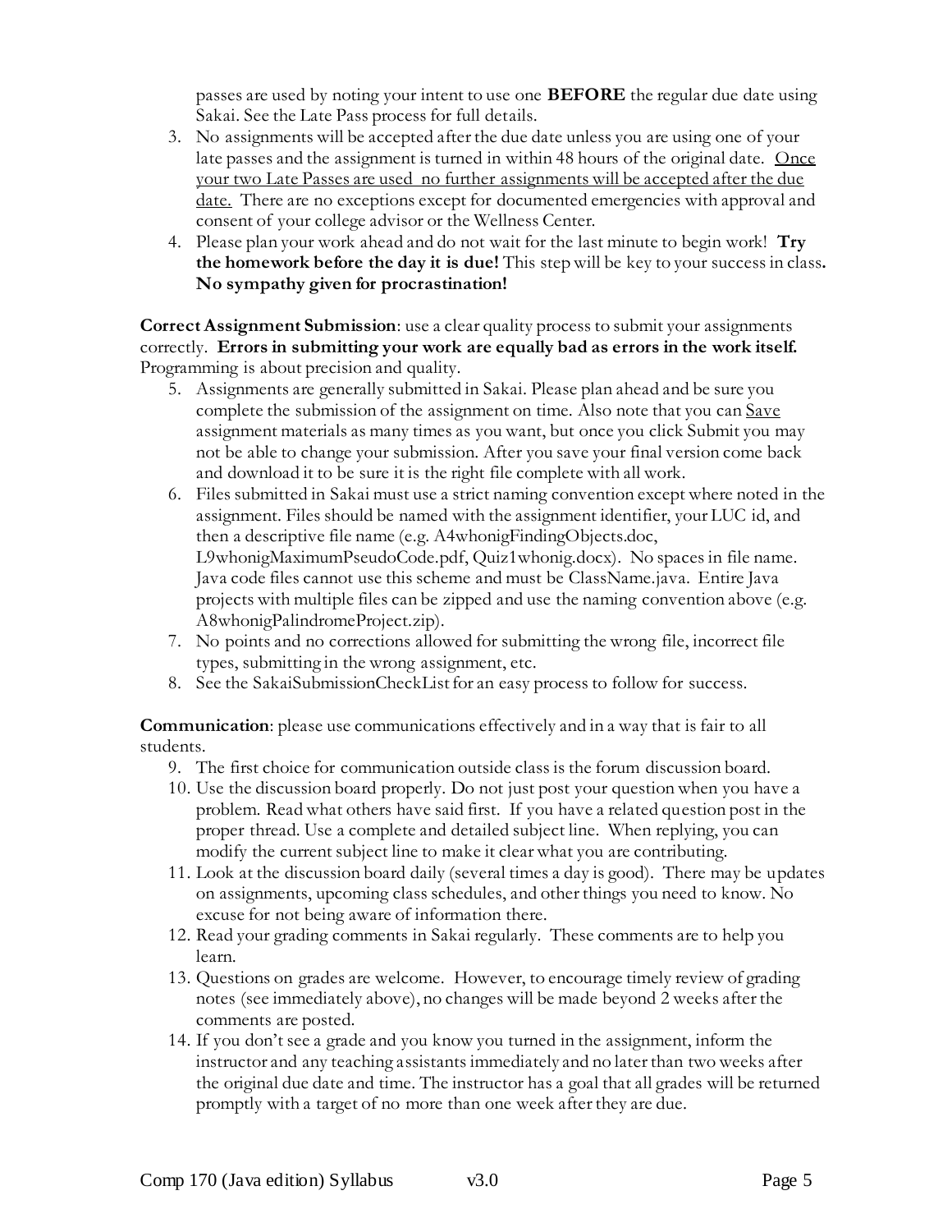passes are used by noting your intent to use one **BEFORE** the regular due date using Sakai. See the Late Pass process for full details.

3. No assignments will be accepted after the due date unless you are using one of your late passes and the assignment is turned in within 48 hours of the original date. <u>Once your two Late Passes are used no further assignments will be accepted after the due date.</u> There are no exceptions except for documented emergencies with approval and consent of your college advisor or the Wellness Center.
4. Please plan your work ahead and do not wait for the last minute to begin work! **Try the homework before the day it is due!** This step will be key to your success in class**. No sympathy given for procrastination!**

**Correct Assignment Submission**: use a clear quality process to submit your assignments correctly. **Errors in submitting your work are equally bad as errors in the work itself.** Programming is about precision and quality.

5. Assignments are generally submitted in Sakai. Please plan ahead and be sure you complete the submission of the assignment on time. Also note that you can <u>Save</u> assignment materials as many times as you want, but once you click Submit you may not be able to change your submission. After you save your final version come back and download it to be sure it is the right file complete with all work.
6. Files submitted in Sakai must use a strict naming convention except where noted in the assignment. Files should be named with the assignment identifier, your LUC id, and then a descriptive file name (e.g. A4whonigFindingObjects.doc, L9whonigMaximumPseudoCode.pdf, Quiz1whonig.docx). No spaces in file name. Java code files cannot use this scheme and must be ClassName.java. Entire Java projects with multiple files can be zipped and use the naming convention above (e.g. A8whonigPalindromeProject.zip).
7. No points and no corrections allowed for submitting the wrong file, incorrect file types, submitting in the wrong assignment, etc.
8. See the SakaiSubmissionCheckList for an easy process to follow for success.

**Communication**: please use communications effectively and in a way that is fair to all students.

9. The first choice for communication outside class is the forum discussion board.
10. Use the discussion board properly. Do not just post your question when you have a problem. Read what others have said first. If you have a related question post in the proper thread. Use a complete and detailed subject line. When replying, you can modify the current subject line to make it clear what you are contributing.
11. Look at the discussion board daily (several times a day is good). There may be updates on assignments, upcoming class schedules, and other things you need to know. No excuse for not being aware of information there.
12. Read your grading comments in Sakai regularly. These comments are to help you learn.
13. Questions on grades are welcome. However, to encourage timely review of grading notes (see immediately above), no changes will be made beyond 2 weeks after the comments are posted.
14. If you don't see a grade and you know you turned in the assignment, inform the instructor and any teaching assistants immediately and no later than two weeks after the original due date and time. The instructor has a goal that all grades will be returned promptly with a target of no more than one week after they are due.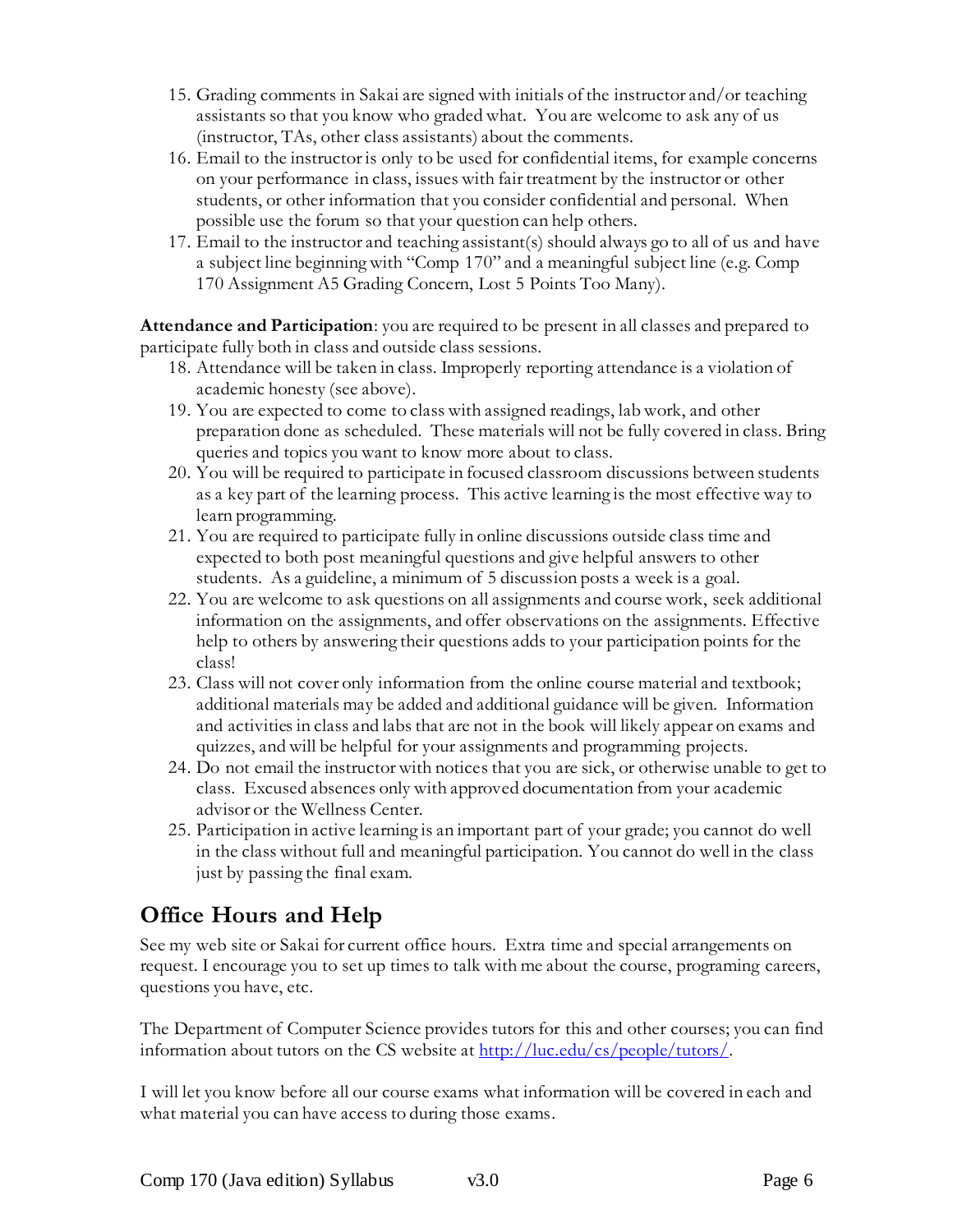15. Grading comments in Sakai are signed with initials of the instructor and/or teaching assistants so that you know who graded what. You are welcome to ask any of us (instructor, TAs, other class assistants) about the comments.
16. Email to the instructor is only to be used for confidential items, for example concerns on your performance in class, issues with fair treatment by the instructor or other students, or other information that you consider confidential and personal. When possible use the forum so that your question can help others.
17. Email to the instructor and teaching assistant(s) should always go to all of us and have a subject line beginning with "Comp 170" and a meaningful subject line (e.g. Comp 170 Assignment A5 Grading Concern, Lost 5 Points Too Many).

**Attendance and Participation**: you are required to be present in all classes and prepared to participate fully both in class and outside class sessions.

18. Attendance will be taken in class. Improperly reporting attendance is a violation of academic honesty (see above).
19. You are expected to come to class with assigned readings, lab work, and other preparation done as scheduled. These materials will not be fully covered in class. Bring queries and topics you want to know more about to class.
20. You will be required to participate in focused classroom discussions between students as a key part of the learning process. This active learning is the most effective way to learn programming.
21. You are required to participate fully in online discussions outside class time and expected to both post meaningful questions and give helpful answers to other students. As a guideline, a minimum of 5 discussion posts a week is a goal.
22. You are welcome to ask questions on all assignments and course work, seek additional information on the assignments, and offer observations on the assignments. Effective help to others by answering their questions adds to your participation points for the class!
23. Class will not cover only information from the online course material and textbook; additional materials may be added and additional guidance will be given. Information and activities in class and labs that are not in the book will likely appear on exams and quizzes, and will be helpful for your assignments and programming projects.
24. Do not email the instructor with notices that you are sick, or otherwise unable to get to class. Excused absences only with approved documentation from your academic advisor or the Wellness Center.
25. Participation in active learning is an important part of your grade; you cannot do well in the class without full and meaningful participation. You cannot do well in the class just by passing the final exam.

## Office Hours and Help

See my web site or Sakai for current office hours. Extra time and special arrangements on request. I encourage you to set up times to talk with me about the course, programing careers, questions you have, etc.

The Department of Computer Science provides tutors for this and other courses; you can find information about tutors on the CS website at [http://luc.edu/cs/people/tutors/](http://luc.edu/cs/people/tutors/).

I will let you know before all our course exams what information will be covered in each and what material you can have access to during those exams.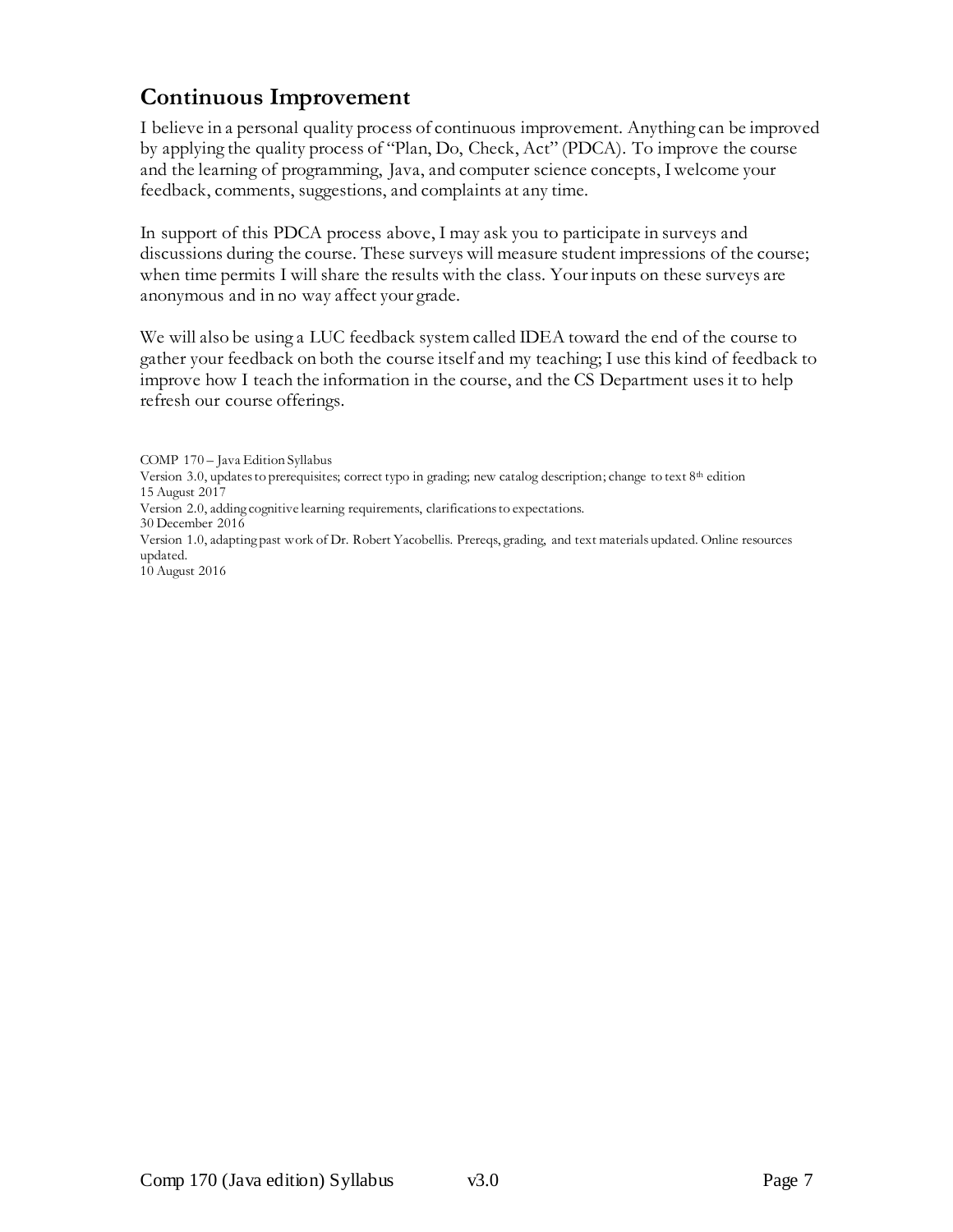## Continuous Improvement

I believe in a personal quality process of continuous improvement. Anything can be improved by applying the quality process of "Plan, Do, Check, Act" (PDCA). To improve the course and the learning of programming, Java, and computer science concepts, I welcome your feedback, comments, suggestions, and complaints at any time.

In support of this PDCA process above, I may ask you to participate in surveys and discussions during the course. These surveys will measure student impressions of the course; when time permits I will share the results with the class. Your inputs on these surveys are anonymous and in no way affect your grade.

We will also be using a LUC feedback system called IDEA toward the end of the course to gather your feedback on both the course itself and my teaching; I use this kind of feedback to improve how I teach the information in the course, and the CS Department uses it to help refresh our course offerings.

COMP 170 – Java Edition Syllabus
Version 3.0, updates to prerequisites; correct typo in grading; new catalog description; change to text 8th edition
15 August 2017
Version 2.0, adding cognitive learning requirements, clarifications to expectations.
30 December 2016
Version 1.0, adapting past work of Dr. Robert Yacobellis. Prereqs, grading, and text materials updated. Online resources updated.
10 August 2016